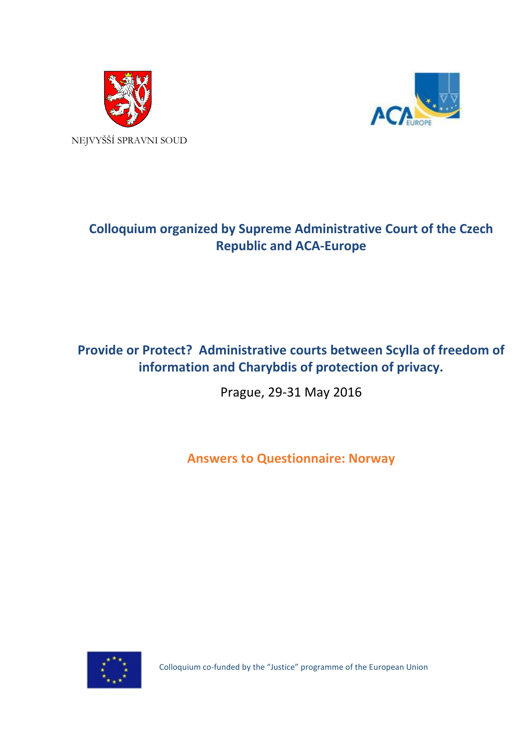NEJVYŠŠÍ SPRAVNI SOUD

ACA EUROPE

## Colloquium organized by Supreme Administrative Court of the Czech Republic and ACA-Europe

## Provide or Protect? Administrative courts between Scylla of freedom of information and Charybdis of protection of privacy.

Prague, 29-31 May 2016

## Answers to Questionnaire: Norway

Colloquium co-funded by the "Justice" programme of the European Union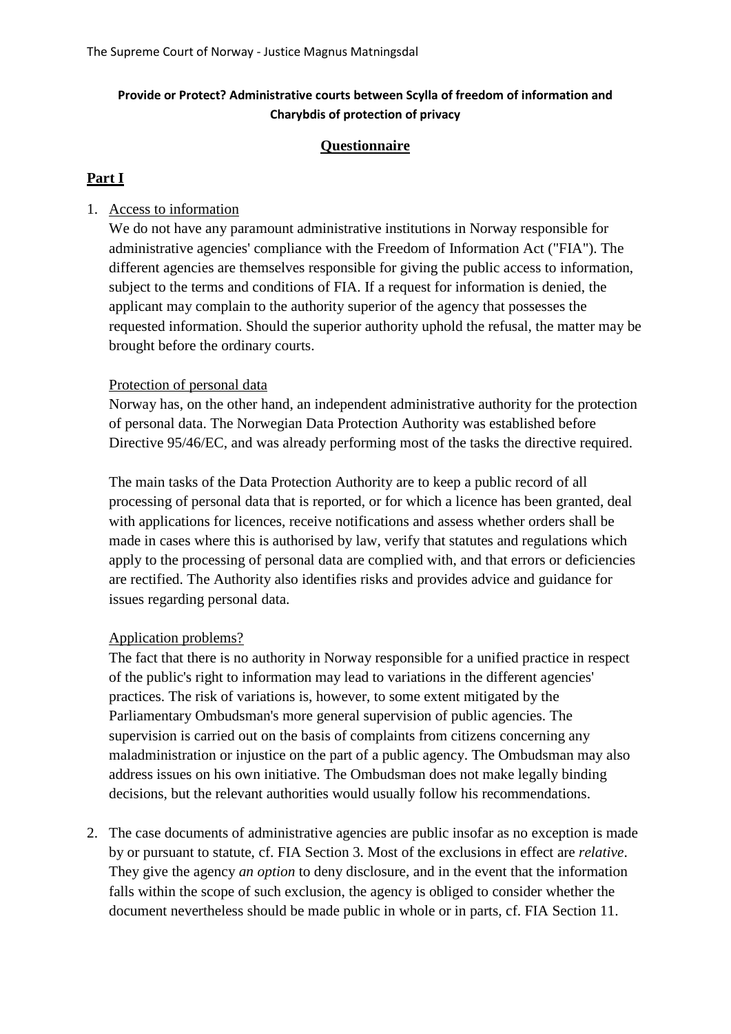The Supreme Court of Norway - Justice Magnus Matningsdal

**Provide or Protect? Administrative courts between Scylla of freedom of information and Charybdis of protection of privacy**

**<u>Questionnaire</u>**

## <u>Part I</u>

1. <u>Access to information</u>

   We do not have any paramount administrative institutions in Norway responsible for administrative agencies' compliance with the Freedom of Information Act ("FIA"). The different agencies are themselves responsible for giving the public access to information, subject to the terms and conditions of FIA. If a request for information is denied, the applicant may complain to the authority superior of the agency that possesses the requested information. Should the superior authority uphold the refusal, the matter may be brought before the ordinary courts.

   <u>Protection of personal data</u>

   Norway has, on the other hand, an independent administrative authority for the protection of personal data. The Norwegian Data Protection Authority was established before Directive 95/46/EC, and was already performing most of the tasks the directive required.

   The main tasks of the Data Protection Authority are to keep a public record of all processing of personal data that is reported, or for which a licence has been granted, deal with applications for licences, receive notifications and assess whether orders shall be made in cases where this is authorised by law, verify that statutes and regulations which apply to the processing of personal data are complied with, and that errors or deficiencies are rectified. The Authority also identifies risks and provides advice and guidance for issues regarding personal data.

   <u>Application problems?</u>

   The fact that there is no authority in Norway responsible for a unified practice in respect of the public's right to information may lead to variations in the different agencies' practices. The risk of variations is, however, to some extent mitigated by the Parliamentary Ombudsman's more general supervision of public agencies. The supervision is carried out on the basis of complaints from citizens concerning any maladministration or injustice on the part of a public agency. The Ombudsman may also address issues on his own initiative. The Ombudsman does not make legally binding decisions, but the relevant authorities would usually follow his recommendations.

2. The case documents of administrative agencies are public insofar as no exception is made by or pursuant to statute, cf. FIA Section 3. Most of the exclusions in effect are *relative*. They give the agency *an option* to deny disclosure, and in the event that the information falls within the scope of such exclusion, the agency is obliged to consider whether the document nevertheless should be made public in whole or in parts, cf. FIA Section 11.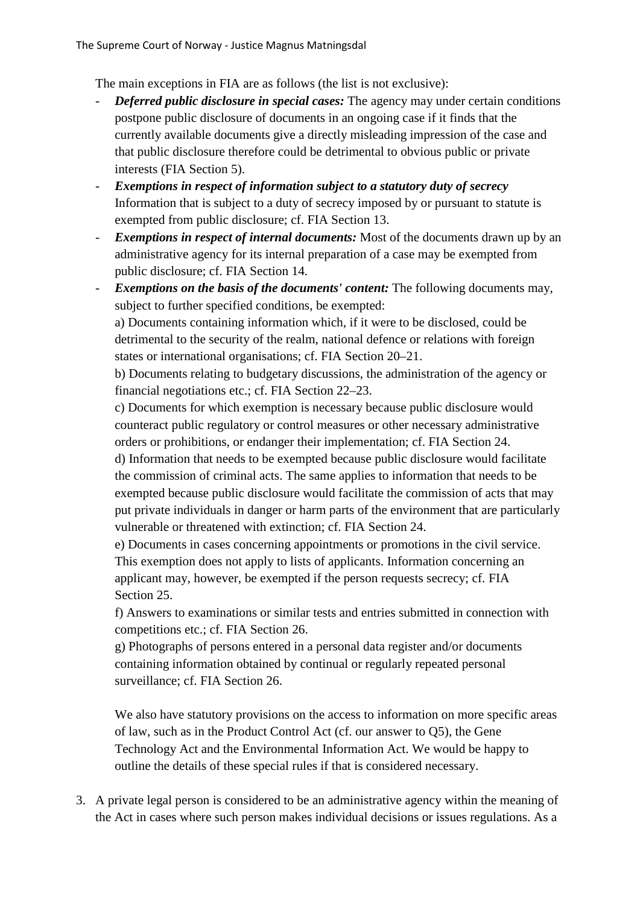The main exceptions in FIA are as follows (the list is not exclusive):

- ***Deferred public disclosure in special cases:*** The agency may under certain conditions postpone public disclosure of documents in an ongoing case if it finds that the currently available documents give a directly misleading impression of the case and that public disclosure therefore could be detrimental to obvious public or private interests (FIA Section 5).
- ***Exemptions in respect of information subject to a statutory duty of secrecy*** Information that is subject to a duty of secrecy imposed by or pursuant to statute is exempted from public disclosure; cf. FIA Section 13.
- ***Exemptions in respect of internal documents:*** Most of the documents drawn up by an administrative agency for its internal preparation of a case may be exempted from public disclosure; cf. FIA Section 14.
- ***Exemptions on the basis of the documents' content:*** The following documents may, subject to further specified conditions, be exempted:

  a) Documents containing information which, if it were to be disclosed, could be detrimental to the security of the realm, national defence or relations with foreign states or international organisations; cf. FIA Section 20–21.

  b) Documents relating to budgetary discussions, the administration of the agency or financial negotiations etc.; cf. FIA Section 22–23.

  c) Documents for which exemption is necessary because public disclosure would counteract public regulatory or control measures or other necessary administrative orders or prohibitions, or endanger their implementation; cf. FIA Section 24.

  d) Information that needs to be exempted because public disclosure would facilitate the commission of criminal acts. The same applies to information that needs to be exempted because public disclosure would facilitate the commission of acts that may put private individuals in danger or harm parts of the environment that are particularly vulnerable or threatened with extinction; cf. FIA Section 24.

  e) Documents in cases concerning appointments or promotions in the civil service. This exemption does not apply to lists of applicants. Information concerning an applicant may, however, be exempted if the person requests secrecy; cf. FIA Section 25.

  f) Answers to examinations or similar tests and entries submitted in connection with competitions etc.; cf. FIA Section 26.

  g) Photographs of persons entered in a personal data register and/or documents containing information obtained by continual or regularly repeated personal surveillance; cf. FIA Section 26.

  We also have statutory provisions on the access to information on more specific areas of law, such as in the Product Control Act (cf. our answer to Q5), the Gene Technology Act and the Environmental Information Act. We would be happy to outline the details of these special rules if that is considered necessary.

3. A private legal person is considered to be an administrative agency within the meaning of the Act in cases where such person makes individual decisions or issues regulations. As a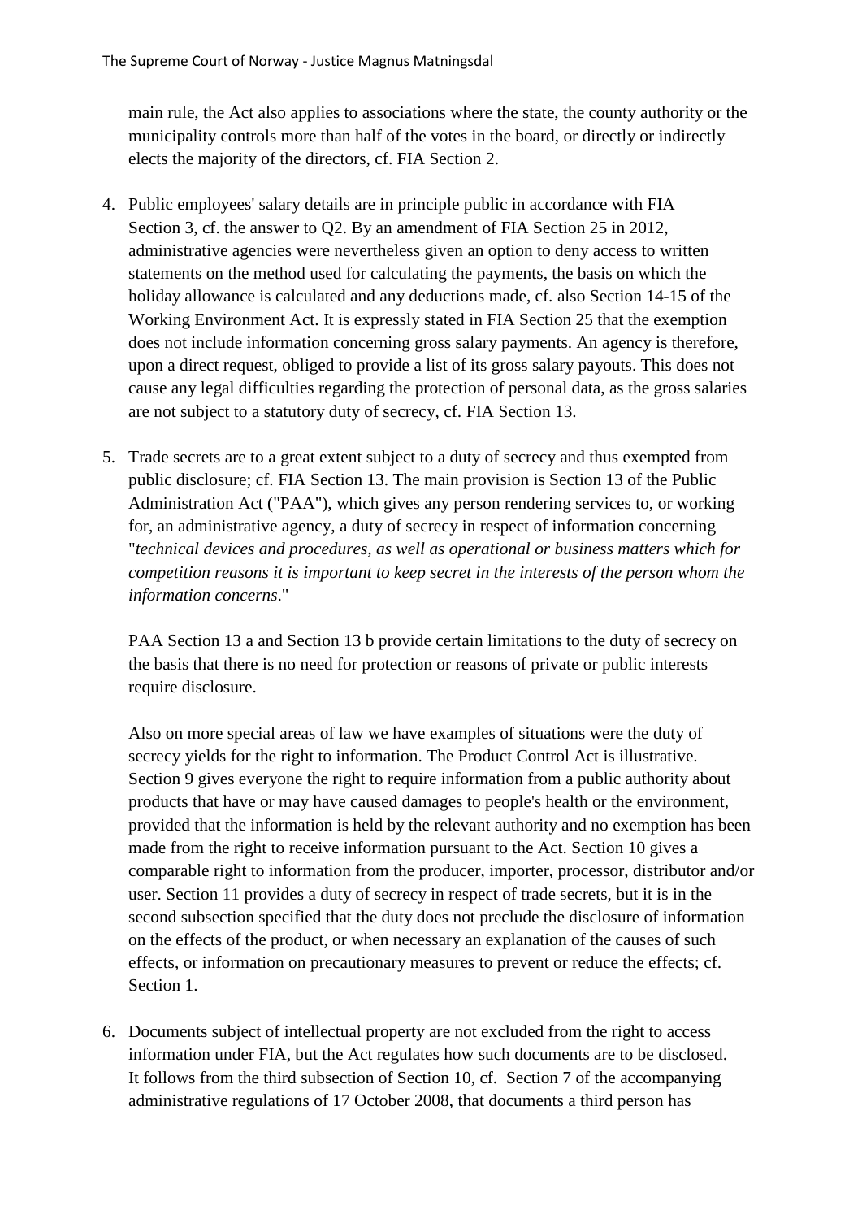main rule, the Act also applies to associations where the state, the county authority or the municipality controls more than half of the votes in the board, or directly or indirectly elects the majority of the directors, cf. FIA Section 2.

4. Public employees' salary details are in principle public in accordance with FIA Section 3, cf. the answer to Q2. By an amendment of FIA Section 25 in 2012, administrative agencies were nevertheless given an option to deny access to written statements on the method used for calculating the payments, the basis on which the holiday allowance is calculated and any deductions made, cf. also Section 14-15 of the Working Environment Act. It is expressly stated in FIA Section 25 that the exemption does not include information concerning gross salary payments. An agency is therefore, upon a direct request, obliged to provide a list of its gross salary payouts. This does not cause any legal difficulties regarding the protection of personal data, as the gross salaries are not subject to a statutory duty of secrecy, cf. FIA Section 13.

5. Trade secrets are to a great extent subject to a duty of secrecy and thus exempted from public disclosure; cf. FIA Section 13. The main provision is Section 13 of the Public Administration Act ("PAA"), which gives any person rendering services to, or working for, an administrative agency, a duty of secrecy in respect of information concerning "*technical devices and procedures, as well as operational or business matters which for competition reasons it is important to keep secret in the interests of the person whom the information concerns*."

   PAA Section 13 a and Section 13 b provide certain limitations to the duty of secrecy on the basis that there is no need for protection or reasons of private or public interests require disclosure.

   Also on more special areas of law we have examples of situations were the duty of secrecy yields for the right to information. The Product Control Act is illustrative. Section 9 gives everyone the right to require information from a public authority about products that have or may have caused damages to people's health or the environment, provided that the information is held by the relevant authority and no exemption has been made from the right to receive information pursuant to the Act. Section 10 gives a comparable right to information from the producer, importer, processor, distributor and/or user. Section 11 provides a duty of secrecy in respect of trade secrets, but it is in the second subsection specified that the duty does not preclude the disclosure of information on the effects of the product, or when necessary an explanation of the causes of such effects, or information on precautionary measures to prevent or reduce the effects; cf. Section 1.

6. Documents subject of intellectual property are not excluded from the right to access information under FIA, but the Act regulates how such documents are to be disclosed. It follows from the third subsection of Section 10, cf. Section 7 of the accompanying administrative regulations of 17 October 2008, that documents a third person has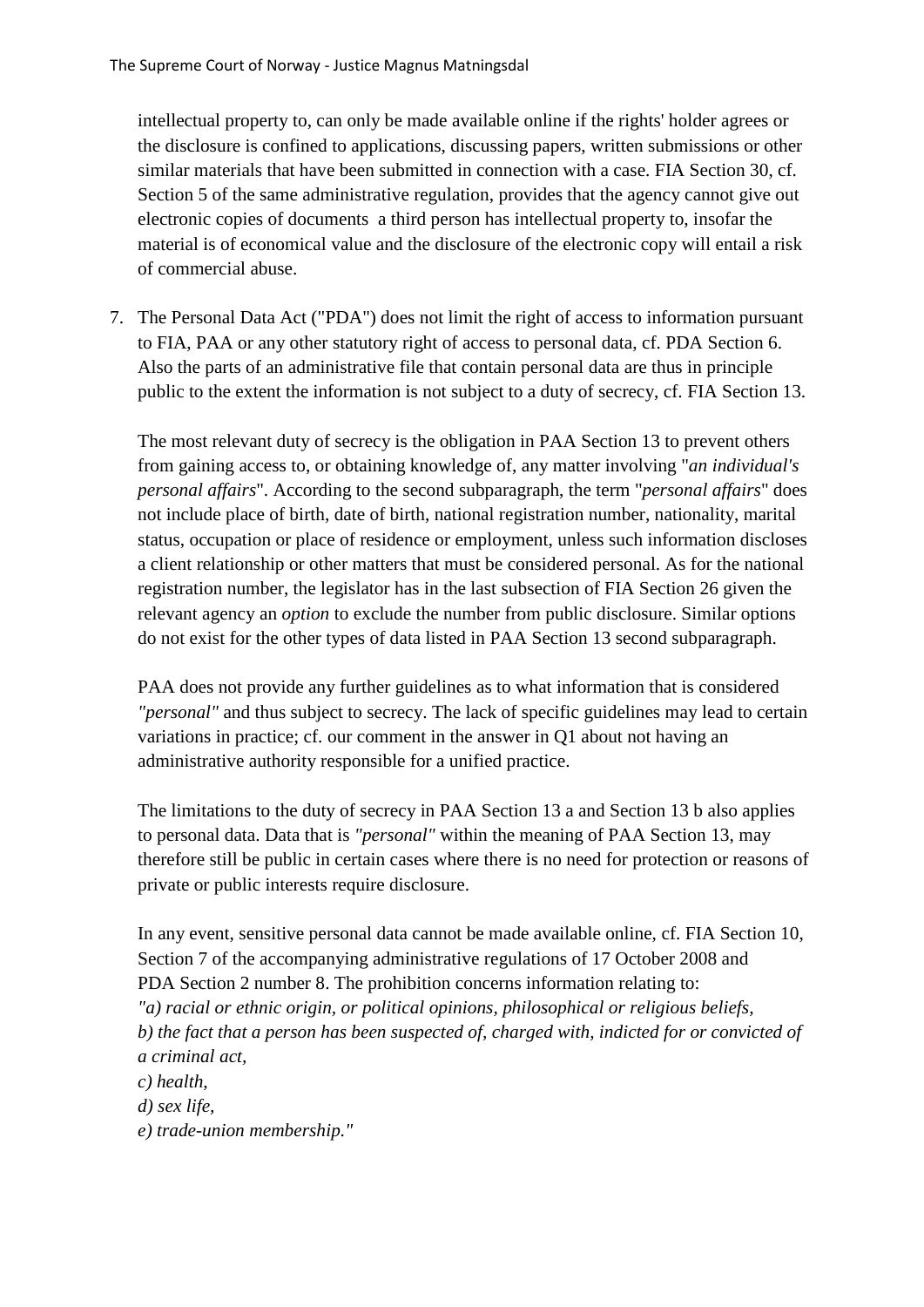intellectual property to, can only be made available online if the rights' holder agrees or the disclosure is confined to applications, discussing papers, written submissions or other similar materials that have been submitted in connection with a case. FIA Section 30, cf. Section 5 of the same administrative regulation, provides that the agency cannot give out electronic copies of documents  a third person has intellectual property to, insofar the material is of economical value and the disclosure of the electronic copy will entail a risk of commercial abuse.

7. The Personal Data Act ("PDA") does not limit the right of access to information pursuant to FIA, PAA or any other statutory right of access to personal data, cf. PDA Section 6. Also the parts of an administrative file that contain personal data are thus in principle public to the extent the information is not subject to a duty of secrecy, cf. FIA Section 13.

   The most relevant duty of secrecy is the obligation in PAA Section 13 to prevent others from gaining access to, or obtaining knowledge of, any matter involving "*an individual's personal affairs*". According to the second subparagraph, the term "*personal affairs*" does not include place of birth, date of birth, national registration number, nationality, marital status, occupation or place of residence or employment, unless such information discloses a client relationship or other matters that must be considered personal. As for the national registration number, the legislator has in the last subsection of FIA Section 26 given the relevant agency an *option* to exclude the number from public disclosure. Similar options do not exist for the other types of data listed in PAA Section 13 second subparagraph.

   PAA does not provide any further guidelines as to what information that is considered *"personal"* and thus subject to secrecy. The lack of specific guidelines may lead to certain variations in practice; cf. our comment in the answer in Q1 about not having an administrative authority responsible for a unified practice.

   The limitations to the duty of secrecy in PAA Section 13 a and Section 13 b also applies to personal data. Data that is *"personal"* within the meaning of PAA Section 13, may therefore still be public in certain cases where there is no need for protection or reasons of private or public interests require disclosure.

   In any event, sensitive personal data cannot be made available online, cf. FIA Section 10, Section 7 of the accompanying administrative regulations of 17 October 2008 and PDA Section 2 number 8. The prohibition concerns information relating to:
   *"a) racial or ethnic origin, or political opinions, philosophical or religious beliefs,*
   *b) the fact that a person has been suspected of, charged with, indicted for or convicted of a criminal act,*
   *c) health,*
   *d) sex life,*
   *e) trade-union membership."*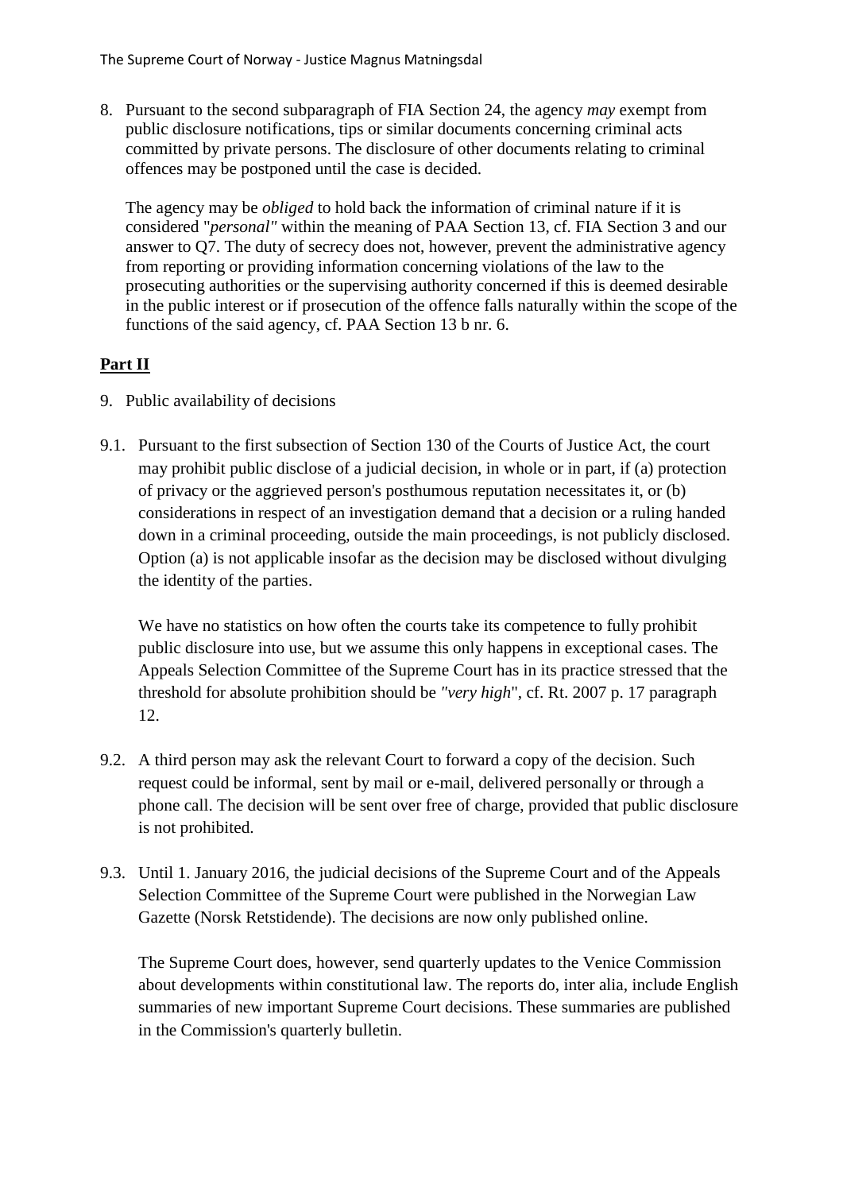8. Pursuant to the second subparagraph of FIA Section 24, the agency *may* exempt from public disclosure notifications, tips or similar documents concerning criminal acts committed by private persons. The disclosure of other documents relating to criminal offences may be postponed until the case is decided.

   The agency may be *obliged* to hold back the information of criminal nature if it is considered "*personal"* within the meaning of PAA Section 13, cf. FIA Section 3 and our answer to Q7. The duty of secrecy does not, however, prevent the administrative agency from reporting or providing information concerning violations of the law to the prosecuting authorities or the supervising authority concerned if this is deemed desirable in the public interest or if prosecution of the offence falls naturally within the scope of the functions of the said agency, cf. PAA Section 13 b nr. 6.

## **Part II**

9. Public availability of decisions

9.1. Pursuant to the first subsection of Section 130 of the Courts of Justice Act, the court may prohibit public disclose of a judicial decision, in whole or in part, if (a) protection of privacy or the aggrieved person's posthumous reputation necessitates it, or (b) considerations in respect of an investigation demand that a decision or a ruling handed down in a criminal proceeding, outside the main proceedings, is not publicly disclosed. Option (a) is not applicable insofar as the decision may be disclosed without divulging the identity of the parties.

   We have no statistics on how often the courts take its competence to fully prohibit public disclosure into use, but we assume this only happens in exceptional cases. The Appeals Selection Committee of the Supreme Court has in its practice stressed that the threshold for absolute prohibition should be *"very high*", cf. Rt. 2007 p. 17 paragraph 12.

9.2. A third person may ask the relevant Court to forward a copy of the decision. Such request could be informal, sent by mail or e-mail, delivered personally or through a phone call. The decision will be sent over free of charge, provided that public disclosure is not prohibited.

9.3. Until 1. January 2016, the judicial decisions of the Supreme Court and of the Appeals Selection Committee of the Supreme Court were published in the Norwegian Law Gazette (Norsk Retstidende). The decisions are now only published online.

   The Supreme Court does, however, send quarterly updates to the Venice Commission about developments within constitutional law. The reports do, inter alia, include English summaries of new important Supreme Court decisions. These summaries are published in the Commission's quarterly bulletin.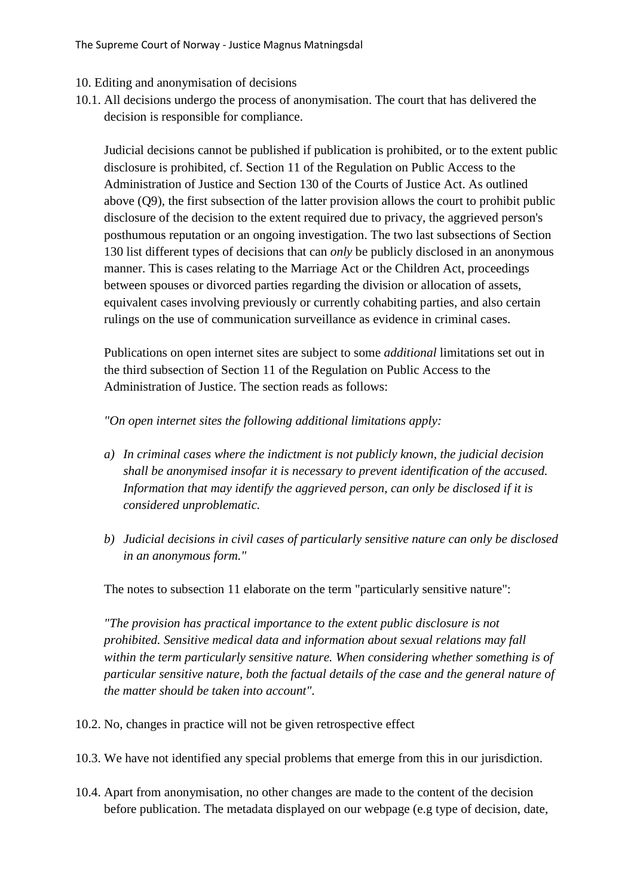10. Editing and anonymisation of decisions

10.1. All decisions undergo the process of anonymisation. The court that has delivered the decision is responsible for compliance.

Judicial decisions cannot be published if publication is prohibited, or to the extent public disclosure is prohibited, cf. Section 11 of the Regulation on Public Access to the Administration of Justice and Section 130 of the Courts of Justice Act. As outlined above (Q9), the first subsection of the latter provision allows the court to prohibit public disclosure of the decision to the extent required due to privacy, the aggrieved person's posthumous reputation or an ongoing investigation. The two last subsections of Section 130 list different types of decisions that can *only* be publicly disclosed in an anonymous manner. This is cases relating to the Marriage Act or the Children Act, proceedings between spouses or divorced parties regarding the division or allocation of assets, equivalent cases involving previously or currently cohabiting parties, and also certain rulings on the use of communication surveillance as evidence in criminal cases.

Publications on open internet sites are subject to some *additional* limitations set out in the third subsection of Section 11 of the Regulation on Public Access to the Administration of Justice. The section reads as follows:

*"On open internet sites the following additional limitations apply:*

*a) In criminal cases where the indictment is not publicly known, the judicial decision shall be anonymised insofar it is necessary to prevent identification of the accused. Information that may identify the aggrieved person, can only be disclosed if it is considered unproblematic.*

*b) Judicial decisions in civil cases of particularly sensitive nature can only be disclosed in an anonymous form."*

The notes to subsection 11 elaborate on the term "particularly sensitive nature":

*"The provision has practical importance to the extent public disclosure is not prohibited. Sensitive medical data and information about sexual relations may fall within the term particularly sensitive nature. When considering whether something is of particular sensitive nature, both the factual details of the case and the general nature of the matter should be taken into account".*

10.2. No, changes in practice will not be given retrospective effect

10.3. We have not identified any special problems that emerge from this in our jurisdiction.

10.4. Apart from anonymisation, no other changes are made to the content of the decision before publication. The metadata displayed on our webpage (e.g type of decision, date,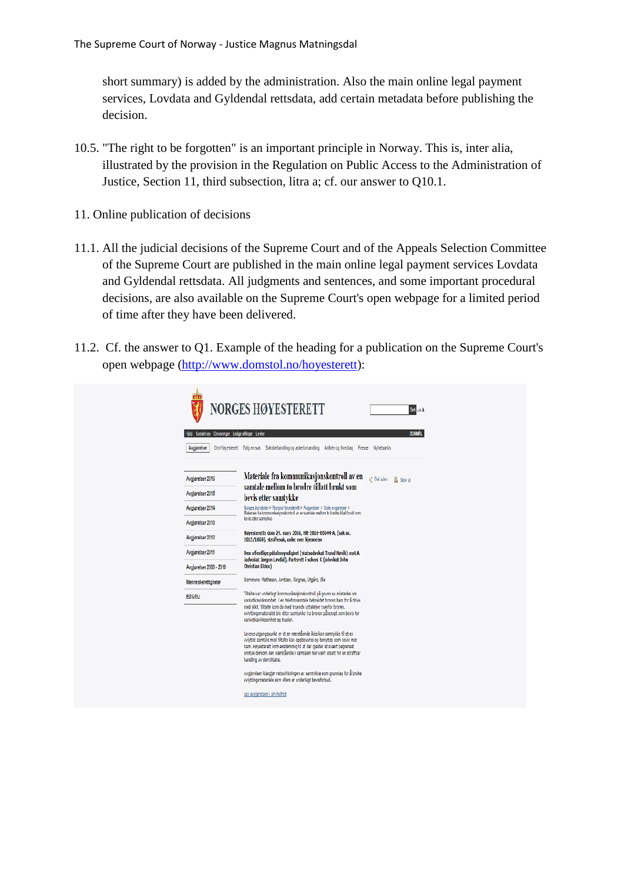short summary) is added by the administration. Also the main online legal payment services, Lovdata and Gyldendal rettsdata, add certain metadata before publishing the decision.

10.5. "The right to be forgotten" is an important principle in Norway. This is, inter alia, illustrated by the provision in the Regulation on Public Access to the Administration of Justice, Section 11, third subsection, litra a; cf. our answer to Q10.1.

11. Online publication of decisions

11.1. All the judicial decisions of the Supreme Court and of the Appeals Selection Committee of the Supreme Court are published in the main online legal payment services Lovdata and Gyldendal rettsdata. All judgments and sentences, and some important procedural decisions, are also available on the Supreme Court's open webpage for a limited period of time after they have been delivered.

11.2. Cf. the answer to Q1. Example of the heading for a publication on the Supreme Court's open webpage (http://www.domstol.no/hoyesterett):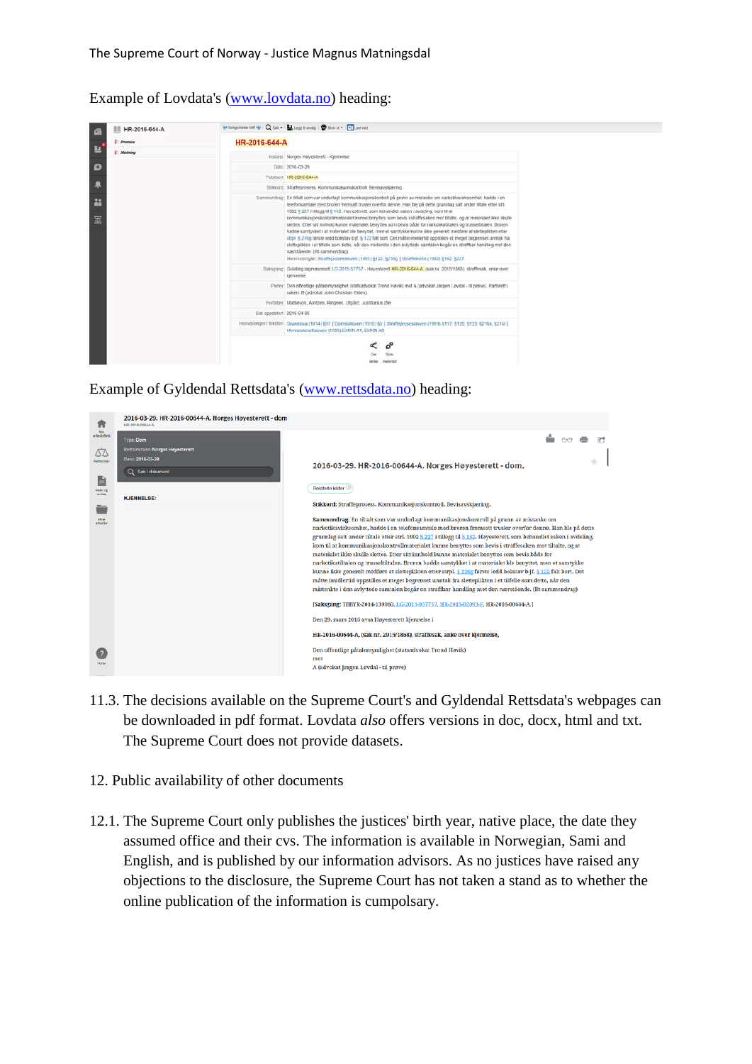Example of Lovdata's (www.lovdata.no) heading:

Example of Gyldendal Rettsdata's (www.rettsdata.no) heading:

11.3. The decisions available on the Supreme Court's and Gyldendal Rettsdata's webpages can be downloaded in pdf format. Lovdata *also* offers versions in doc, docx, html and txt. The Supreme Court does not provide datasets.

## 12. Public availability of other documents

12.1. The Supreme Court only publishes the justices' birth year, native place, the date they assumed office and their cvs. The information is available in Norwegian, Sami and English, and is published by our information advisors. As no justices have raised any objections to the disclosure, the Supreme Court has not taken a stand as to whether the online publication of the information is cumpolsary.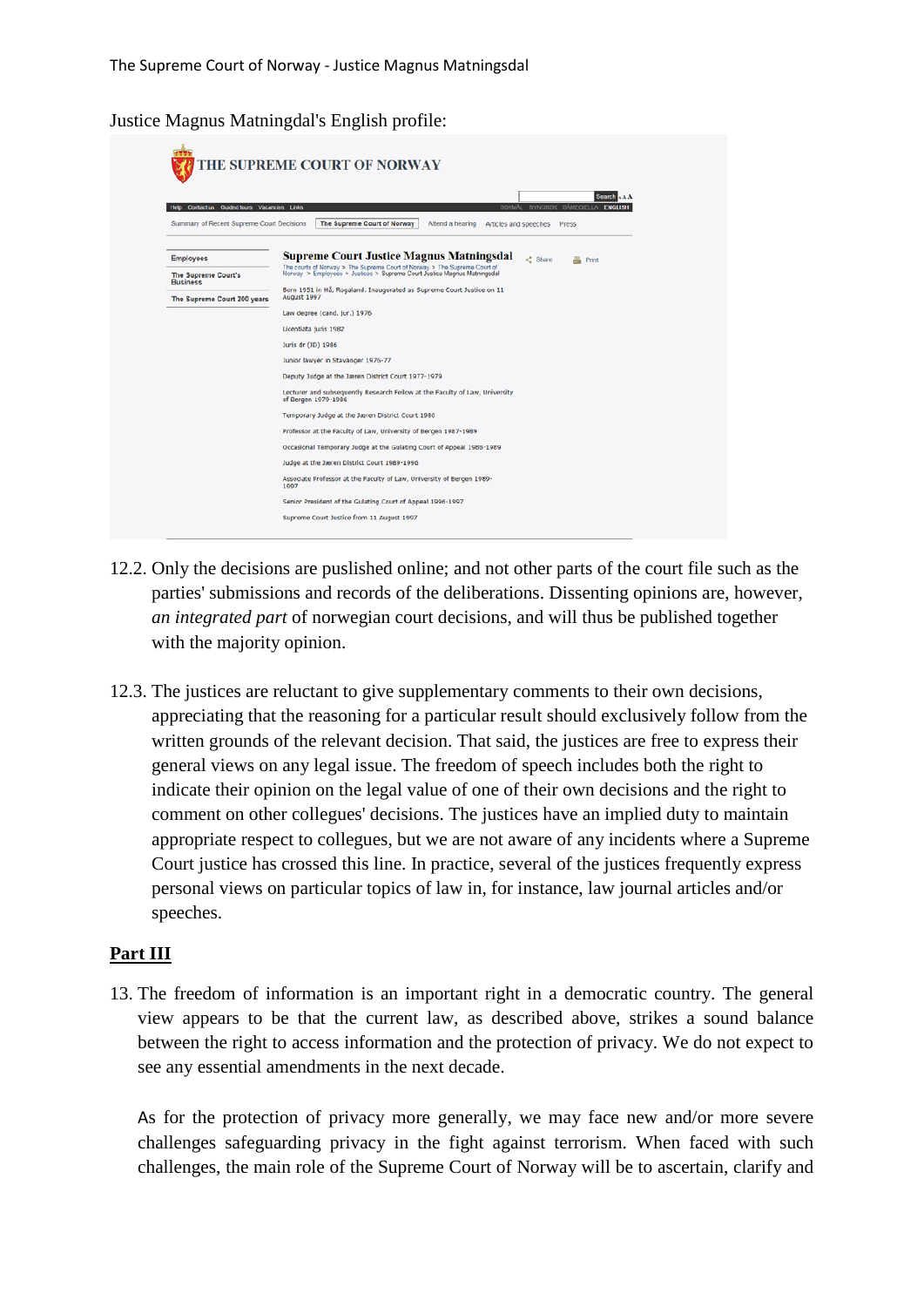Justice Magnus Matningdal's English profile:

12.2. Only the decisions are puslished online; and not other parts of the court file such as the parties' submissions and records of the deliberations. Dissenting opinions are, however, *an integrated part* of norwegian court decisions, and will thus be published together with the majority opinion.

12.3. The justices are reluctant to give supplementary comments to their own decisions, appreciating that the reasoning for a particular result should exclusively follow from the written grounds of the relevant decision. That said, the justices are free to express their general views on any legal issue. The freedom of speech includes both the right to indicate their opinion on the legal value of one of their own decisions and the right to comment on other collegues' decisions. The justices have an implied duty to maintain appropriate respect to collegues, but we are not aware of any incidents where a Supreme Court justice has crossed this line. In practice, several of the justices frequently express personal views on particular topics of law in, for instance, law journal articles and/or speeches.

## Part III

13. The freedom of information is an important right in a democratic country. The general view appears to be that the current law, as described above, strikes a sound balance between the right to access information and the protection of privacy. We do not expect to see any essential amendments in the next decade.

As for the protection of privacy more generally, we may face new and/or more severe challenges safeguarding privacy in the fight against terrorism. When faced with such challenges, the main role of the Supreme Court of Norway will be to ascertain, clarify and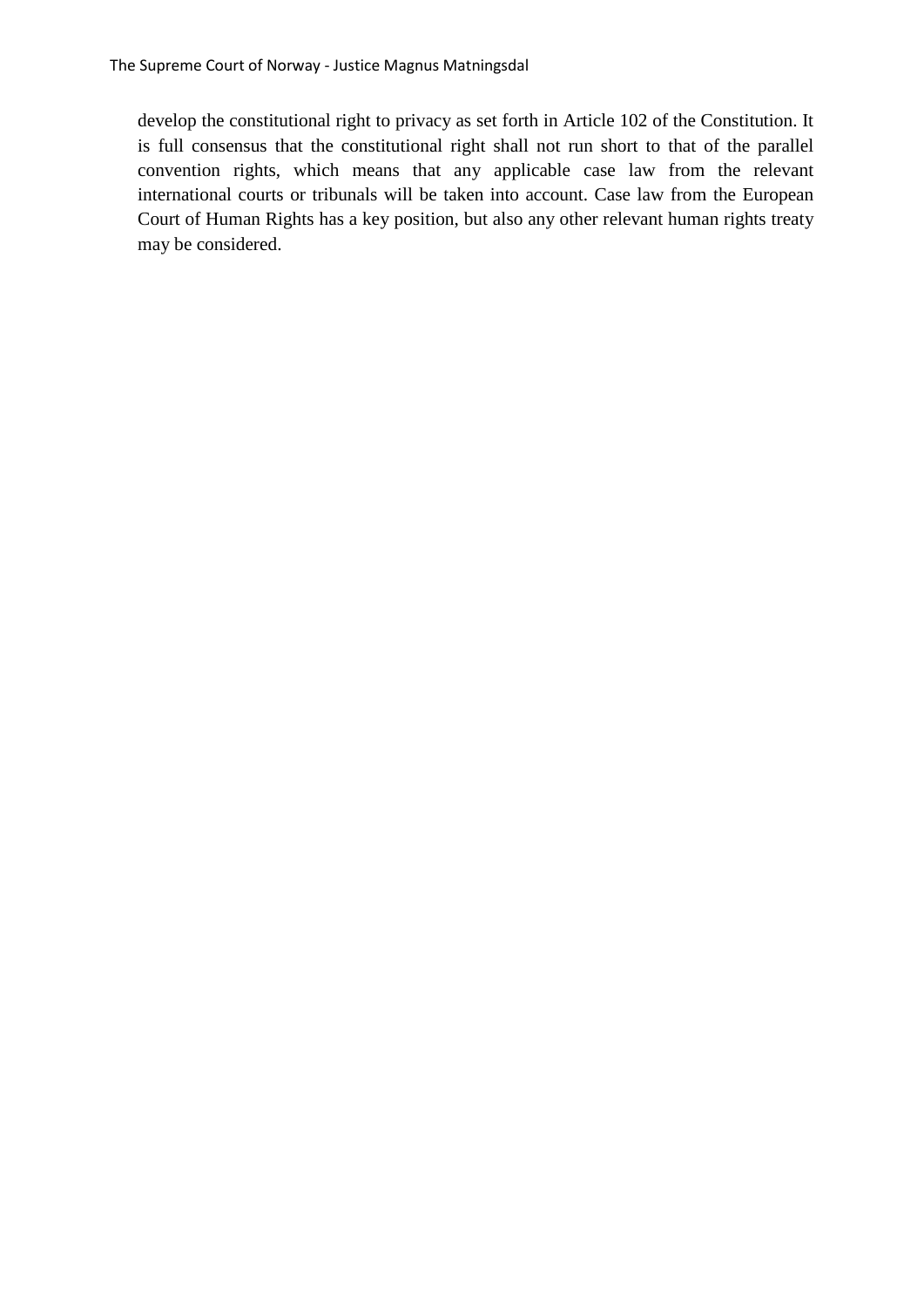develop the constitutional right to privacy as set forth in Article 102 of the Constitution. It is full consensus that the constitutional right shall not run short to that of the parallel convention rights, which means that any applicable case law from the relevant international courts or tribunals will be taken into account. Case law from the European Court of Human Rights has a key position, but also any other relevant human rights treaty may be considered.